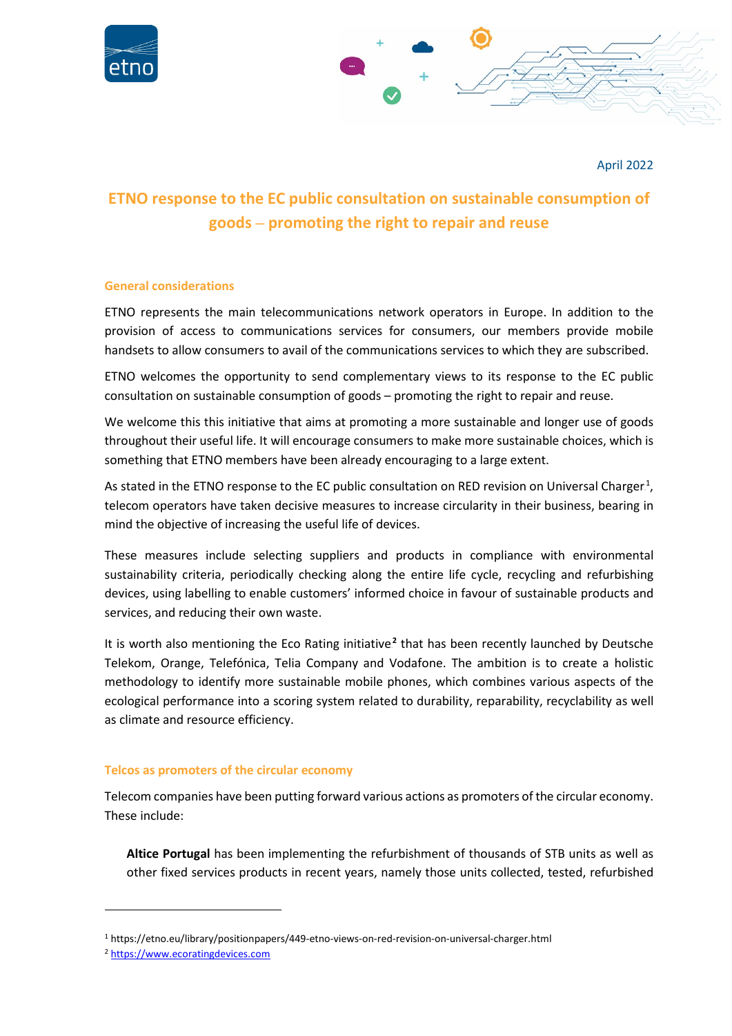April 2022

# ETNO response to the EC public consultation on sustainable consumption of goods – promoting the right to repair and reuse

## General considerations

ETNO represents the main telecommunications network operators in Europe. In addition to the provision of access to communications services for consumers, our members provide mobile handsets to allow consumers to avail of the communications services to which they are subscribed.

ETNO welcomes the opportunity to send complementary views to its response to the EC public consultation on sustainable consumption of goods – promoting the right to repair and reuse.

We welcome this this initiative that aims at promoting a more sustainable and longer use of goods throughout their useful life. It will encourage consumers to make more sustainable choices, which is something that ETNO members have been already encouraging to a large extent.

As stated in the ETNO response to the EC public consultation on RED revision on Universal Charger[1], telecom operators have taken decisive measures to increase circularity in their business, bearing in mind the objective of increasing the useful life of devices.

These measures include selecting suppliers and products in compliance with environmental sustainability criteria, periodically checking along the entire life cycle, recycling and refurbishing devices, using labelling to enable customers' informed choice in favour of sustainable products and services, and reducing their own waste.

It is worth also mentioning the Eco Rating initiative[2] that has been recently launched by Deutsche Telekom, Orange, Telefónica, Telia Company and Vodafone. The ambition is to create a holistic methodology to identify more sustainable mobile phones, which combines various aspects of the ecological performance into a scoring system related to durability, reparability, recyclability as well as climate and resource efficiency.

## Telcos as promoters of the circular economy

Telecom companies have been putting forward various actions as promoters of the circular economy. These include:

**Altice Portugal** has been implementing the refurbishment of thousands of STB units as well as other fixed services products in recent years, namely those units collected, tested, refurbished

---

[1] https://etno.eu/library/positionpapers/449-etno-views-on-red-revision-on-universal-charger.html

[2] https://www.ecoratingdevices.com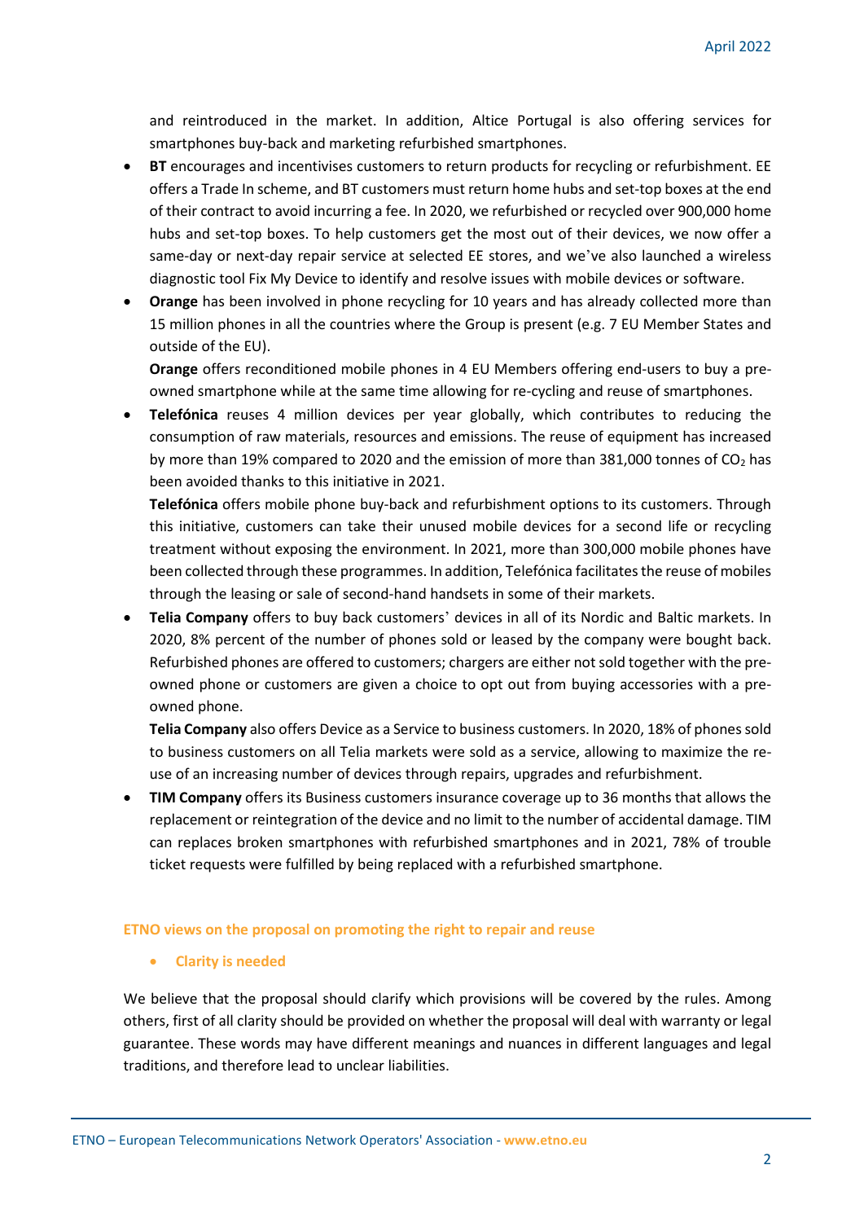and reintroduced in the market. In addition, Altice Portugal is also offering services for smartphones buy-back and marketing refurbished smartphones.

- **BT** encourages and incentivises customers to return products for recycling or refurbishment. EE offers a Trade In scheme, and BT customers must return home hubs and set-top boxes at the end of their contract to avoid incurring a fee. In 2020, we refurbished or recycled over 900,000 home hubs and set-top boxes. To help customers get the most out of their devices, we now offer a same-day or next-day repair service at selected EE stores, and we've also launched a wireless diagnostic tool Fix My Device to identify and resolve issues with mobile devices or software.
- **Orange** has been involved in phone recycling for 10 years and has already collected more than 15 million phones in all the countries where the Group is present (e.g. 7 EU Member States and outside of the EU).

  **Orange** offers reconditioned mobile phones in 4 EU Members offering end-users to buy a pre-owned smartphone while at the same time allowing for re-cycling and reuse of smartphones.
- **Telefónica** reuses 4 million devices per year globally, which contributes to reducing the consumption of raw materials, resources and emissions. The reuse of equipment has increased by more than 19% compared to 2020 and the emission of more than 381,000 tonnes of $CO_2$ has been avoided thanks to this initiative in 2021.

  **Telefónica** offers mobile phone buy-back and refurbishment options to its customers. Through this initiative, customers can take their unused mobile devices for a second life or recycling treatment without exposing the environment. In 2021, more than 300,000 mobile phones have been collected through these programmes. In addition, Telefónica facilitates the reuse of mobiles through the leasing or sale of second-hand handsets in some of their markets.
- **Telia Company** offers to buy back customers' devices in all of its Nordic and Baltic markets. In 2020, 8% percent of the number of phones sold or leased by the company were bought back. Refurbished phones are offered to customers; chargers are either not sold together with the pre-owned phone or customers are given a choice to opt out from buying accessories with a pre-owned phone.

  **Telia Company** also offers Device as a Service to business customers. In 2020, 18% of phones sold to business customers on all Telia markets were sold as a service, allowing to maximize the re-use of an increasing number of devices through repairs, upgrades and refurbishment.
- **TIM Company** offers its Business customers insurance coverage up to 36 months that allows the replacement or reintegration of the device and no limit to the number of accidental damage. TIM can replaces broken smartphones with refurbished smartphones and in 2021, 78% of trouble ticket requests were fulfilled by being replaced with a refurbished smartphone.

## ETNO views on the proposal on promoting the right to repair and reuse

- **Clarity is needed**

We believe that the proposal should clarify which provisions will be covered by the rules. Among others, first of all clarity should be provided on whether the proposal will deal with warranty or legal guarantee. These words may have different meanings and nuances in different languages and legal traditions, and therefore lead to unclear liabilities.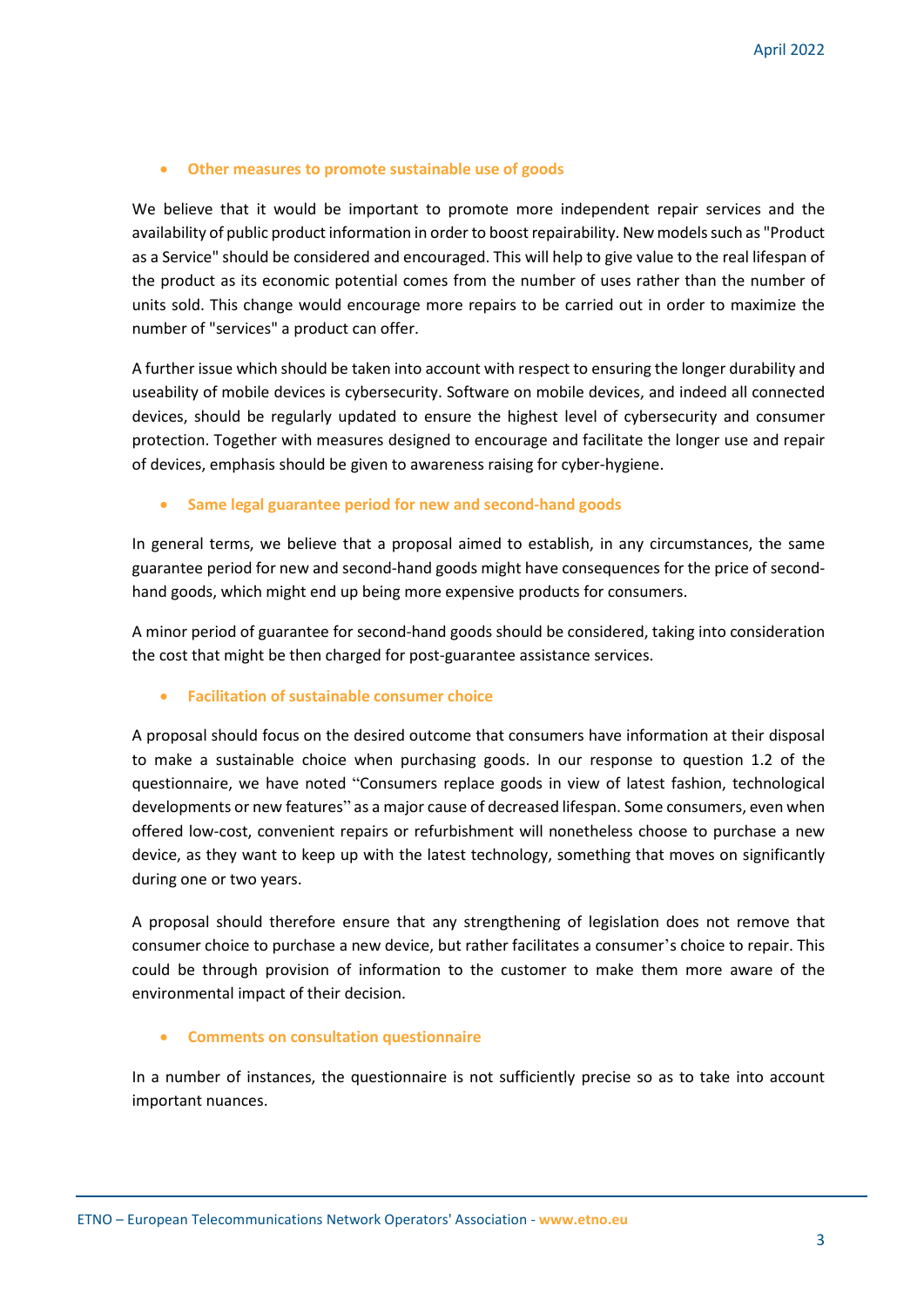- **Other measures to promote sustainable use of goods**

We believe that it would be important to promote more independent repair services and the availability of public product information in order to boost repairability. New models such as "Product as a Service" should be considered and encouraged. This will help to give value to the real lifespan of the product as its economic potential comes from the number of uses rather than the number of units sold. This change would encourage more repairs to be carried out in order to maximize the number of "services" a product can offer.

A further issue which should be taken into account with respect to ensuring the longer durability and useability of mobile devices is cybersecurity. Software on mobile devices, and indeed all connected devices, should be regularly updated to ensure the highest level of cybersecurity and consumer protection. Together with measures designed to encourage and facilitate the longer use and repair of devices, emphasis should be given to awareness raising for cyber-hygiene.

- **Same legal guarantee period for new and second-hand goods**

In general terms, we believe that a proposal aimed to establish, in any circumstances, the same guarantee period for new and second-hand goods might have consequences for the price of second-hand goods, which might end up being more expensive products for consumers.

A minor period of guarantee for second-hand goods should be considered, taking into consideration the cost that might be then charged for post-guarantee assistance services.

- **Facilitation of sustainable consumer choice**

A proposal should focus on the desired outcome that consumers have information at their disposal to make a sustainable choice when purchasing goods. In our response to question 1.2 of the questionnaire, we have noted "Consumers replace goods in view of latest fashion, technological developments or new features" as a major cause of decreased lifespan. Some consumers, even when offered low-cost, convenient repairs or refurbishment will nonetheless choose to purchase a new device, as they want to keep up with the latest technology, something that moves on significantly during one or two years.

A proposal should therefore ensure that any strengthening of legislation does not remove that consumer choice to purchase a new device, but rather facilitates a consumer's choice to repair. This could be through provision of information to the customer to make them more aware of the environmental impact of their decision.

- **Comments on consultation questionnaire**

In a number of instances, the questionnaire is not sufficiently precise so as to take into account important nuances.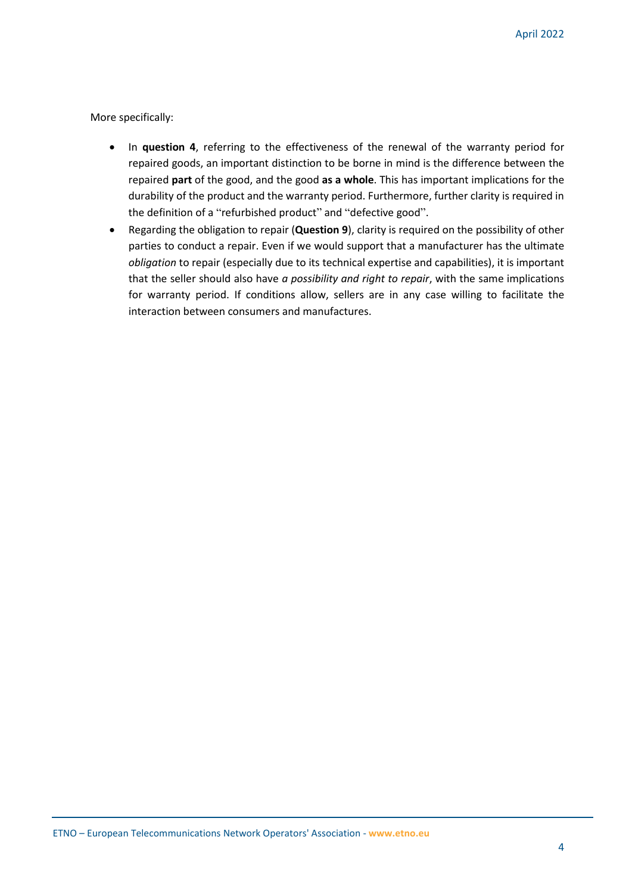More specifically:

- In **question 4**, referring to the effectiveness of the renewal of the warranty period for repaired goods, an important distinction to be borne in mind is the difference between the repaired **part** of the good, and the good **as a whole**. This has important implications for the durability of the product and the warranty period. Furthermore, further clarity is required in the definition of a "refurbished product" and "defective good".
- Regarding the obligation to repair (**Question 9**), clarity is required on the possibility of other parties to conduct a repair. Even if we would support that a manufacturer has the ultimate *obligation* to repair (especially due to its technical expertise and capabilities), it is important that the seller should also have *a possibility and right to repair*, with the same implications for warranty period. If conditions allow, sellers are in any case willing to facilitate the interaction between consumers and manufactures.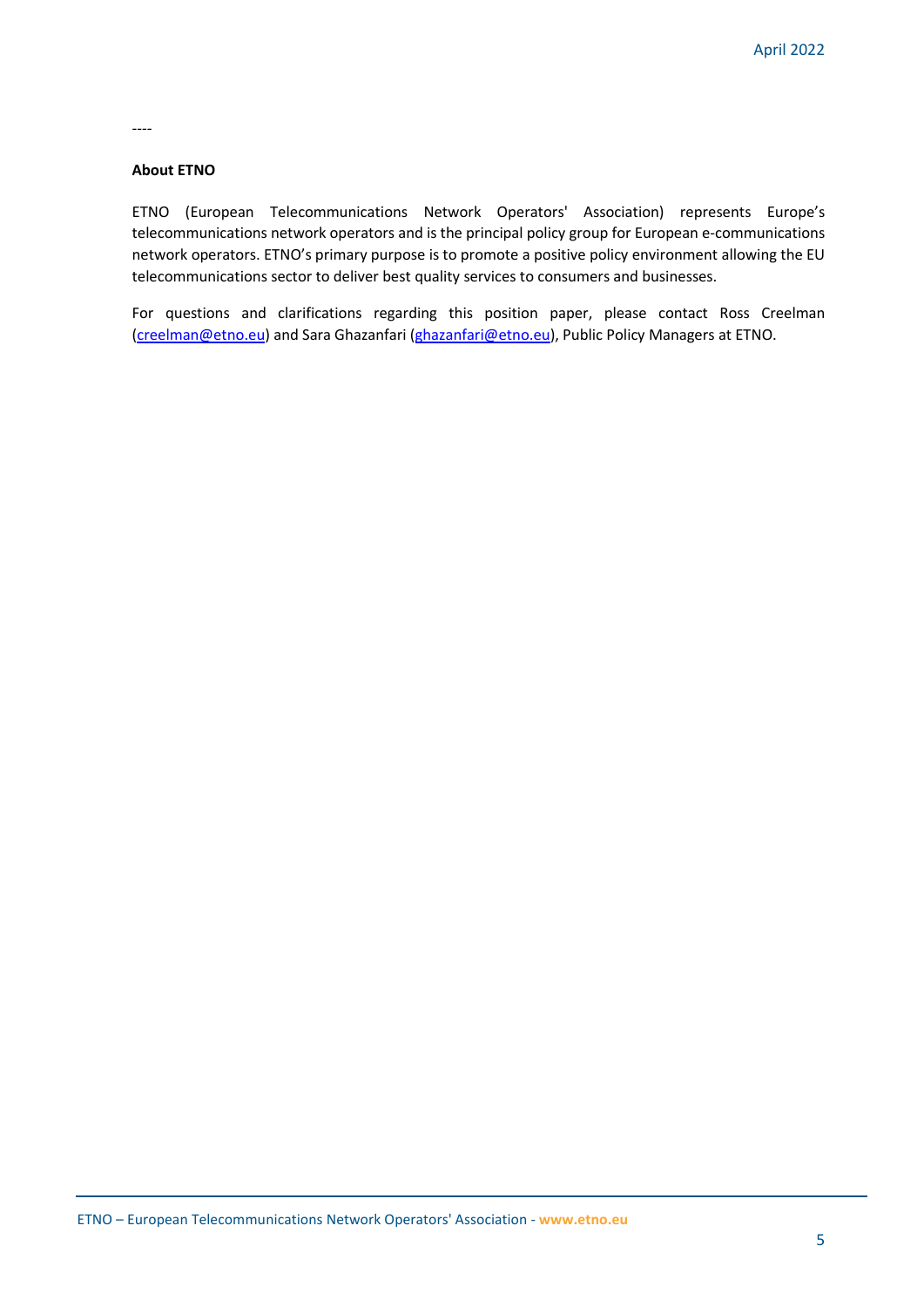----

**About ETNO**

ETNO (European Telecommunications Network Operators' Association) represents Europe's telecommunications network operators and is the principal policy group for European e-communications network operators. ETNO's primary purpose is to promote a positive policy environment allowing the EU telecommunications sector to deliver best quality services to consumers and businesses.

For questions and clarifications regarding this position paper, please contact Ross Creelman (creelman@etno.eu) and Sara Ghazanfari (ghazanfari@etno.eu), Public Policy Managers at ETNO.